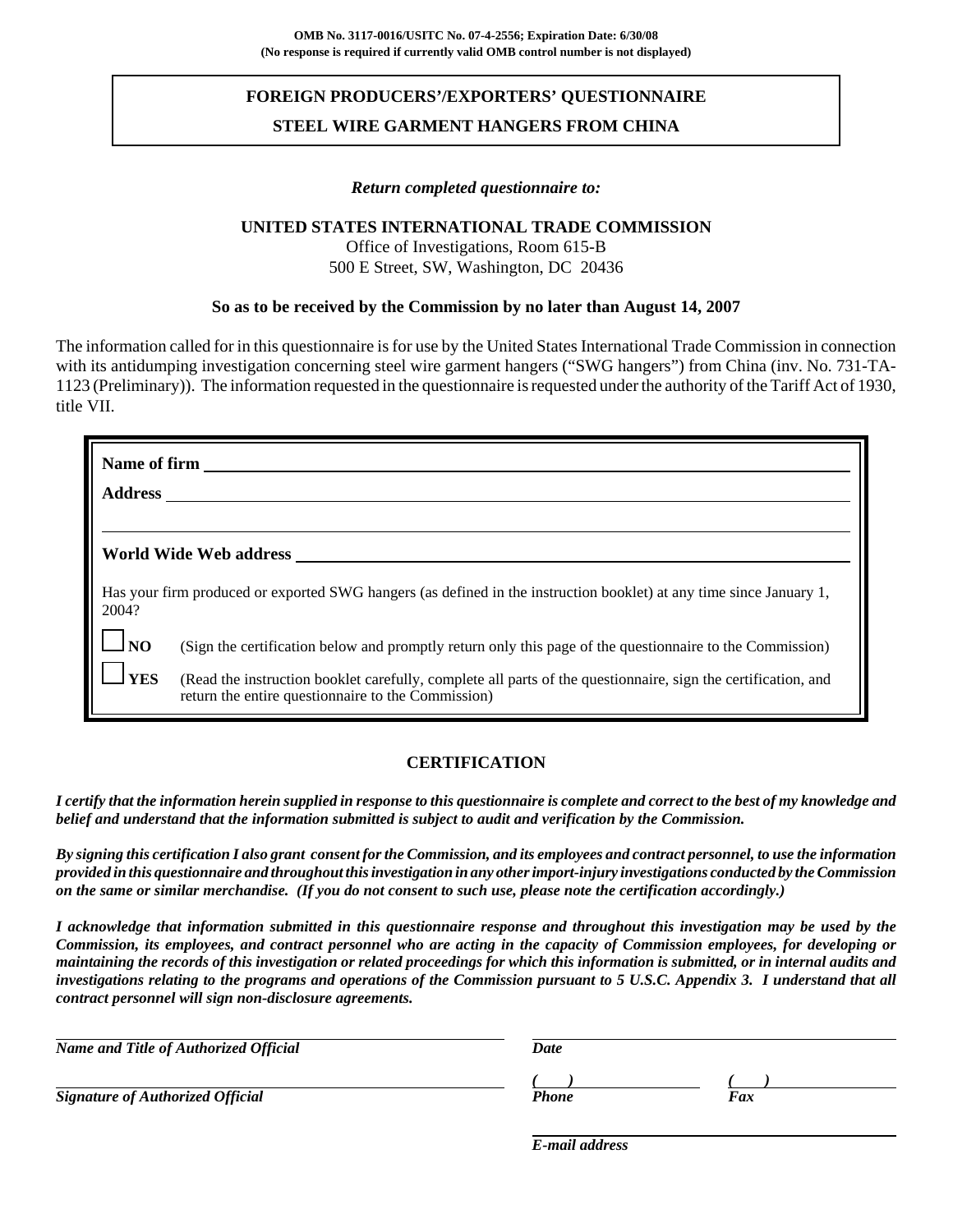**OMB No. 3117-0016/USITC No. 07-4-2556; Expiration Date: 6/30/08**
**(No response is required if currently valid OMB control number is not displayed)**

# FOREIGN PRODUCERS'/EXPORTERS' QUESTIONNAIRE

## STEEL WIRE GARMENT HANGERS FROM CHINA

***Return completed questionnaire to:***

**UNITED STATES INTERNATIONAL TRADE COMMISSION**
Office of Investigations, Room 615-B
500 E Street, SW, Washington, DC 20436

**So as to be received by the Commission by no later than August 14, 2007**

The information called for in this questionnaire is for use by the United States International Trade Commission in connection with its antidumping investigation concerning steel wire garment hangers ("SWG hangers") from China (inv. No. 731-TA-1123 (Preliminary)). The information requested in the questionnaire is requested under the authority of the Tariff Act of 1930, title VII.

**Name of firm** ____________________

**Address** ____________________

____________________

**World Wide Web address** ____________________

Has your firm produced or exported SWG hangers (as defined in the instruction booklet) at any time since January 1, 2004?

☐ **NO** (Sign the certification below and promptly return only this page of the questionnaire to the Commission)

☐ **YES** (Read the instruction booklet carefully, complete all parts of the questionnaire, sign the certification, and return the entire questionnaire to the Commission)

## CERTIFICATION

***I certify that the information herein supplied in response to this questionnaire is complete and correct to the best of my knowledge and belief and understand that the information submitted is subject to audit and verification by the Commission.***

***By signing this certification I also grant consent for the Commission, and its employees and contract personnel, to use the information provided in this questionnaire and throughout this investigation in any other import-injury investigations conducted by the Commission on the same or similar merchandise. (If you do not consent to such use, please note the certification accordingly.)***

***I acknowledge that information submitted in this questionnaire response and throughout this investigation may be used by the Commission, its employees, and contract personnel who are acting in the capacity of Commission employees, for developing or maintaining the records of this investigation or related proceedings for which this information is submitted, or in internal audits and investigations relating to the programs and operations of the Commission pursuant to 5 U.S.C. Appendix 3. I understand that all contract personnel will sign non-disclosure agreements.***

____________________
***Name and Title of Authorized Official***

____________________
***Date***

____________________
***Signature of Authorized Official***

***(    )*** ____________________
***Phone***

***(    )*** ____________________
***Fax***

____________________
***E-mail address***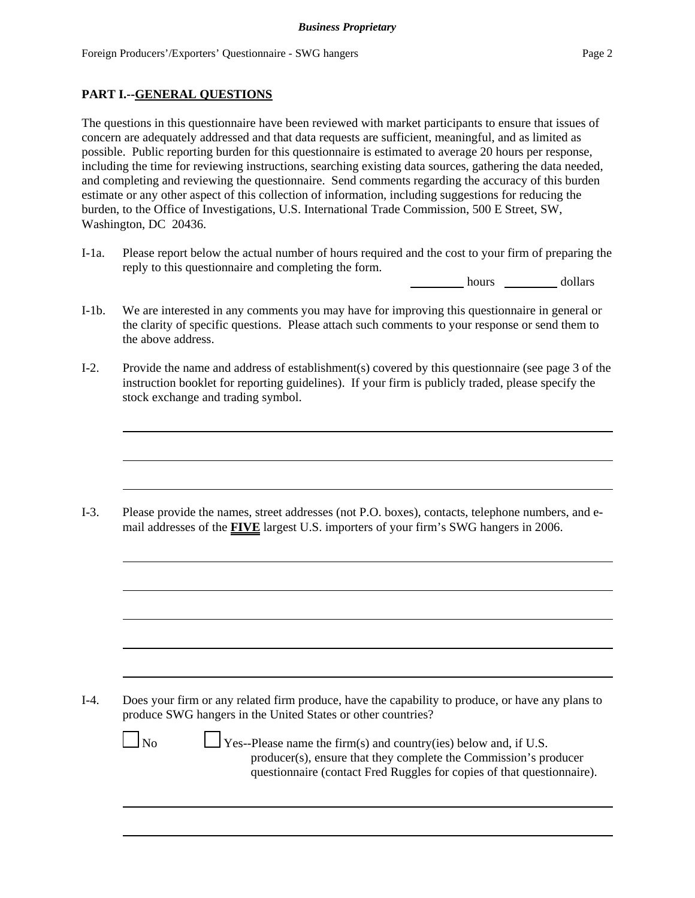## PART I.--GENERAL QUESTIONS

The questions in this questionnaire have been reviewed with market participants to ensure that issues of concern are adequately addressed and that data requests are sufficient, meaningful, and as limited as possible. Public reporting burden for this questionnaire is estimated to average 20 hours per response, including the time for reviewing instructions, searching existing data sources, gathering the data needed, and completing and reviewing the questionnaire. Send comments regarding the accuracy of this burden estimate or any other aspect of this collection of information, including suggestions for reducing the burden, to the Office of Investigations, U.S. International Trade Commission, 500 E Street, SW, Washington, DC 20436.

I-1a. Please report below the actual number of hours required and the cost to your firm of preparing the reply to this questionnaire and completing the form.

_________ hours _________ dollars

I-1b. We are interested in any comments you may have for improving this questionnaire in general or the clarity of specific questions. Please attach such comments to your response or send them to the above address.

I-2. Provide the name and address of establishment(s) covered by this questionnaire (see page 3 of the instruction booklet for reporting guidelines). If your firm is publicly traded, please specify the stock exchange and trading symbol.

______________________________________________________________________

______________________________________________________________________

______________________________________________________________________

I-3. Please provide the names, street addresses (not P.O. boxes), contacts, telephone numbers, and e-mail addresses of the **FIVE** largest U.S. importers of your firm's SWG hangers in 2006.

______________________________________________________________________

______________________________________________________________________

______________________________________________________________________

______________________________________________________________________

______________________________________________________________________

I-4. Does your firm or any related firm produce, have the capability to produce, or have any plans to produce SWG hangers in the United States or other countries?

☐ No ☐ Yes--Please name the firm(s) and country(ies) below and, if U.S. producer(s), ensure that they complete the Commission's producer questionnaire (contact Fred Ruggles for copies of that questionnaire).

______________________________________________________________________

______________________________________________________________________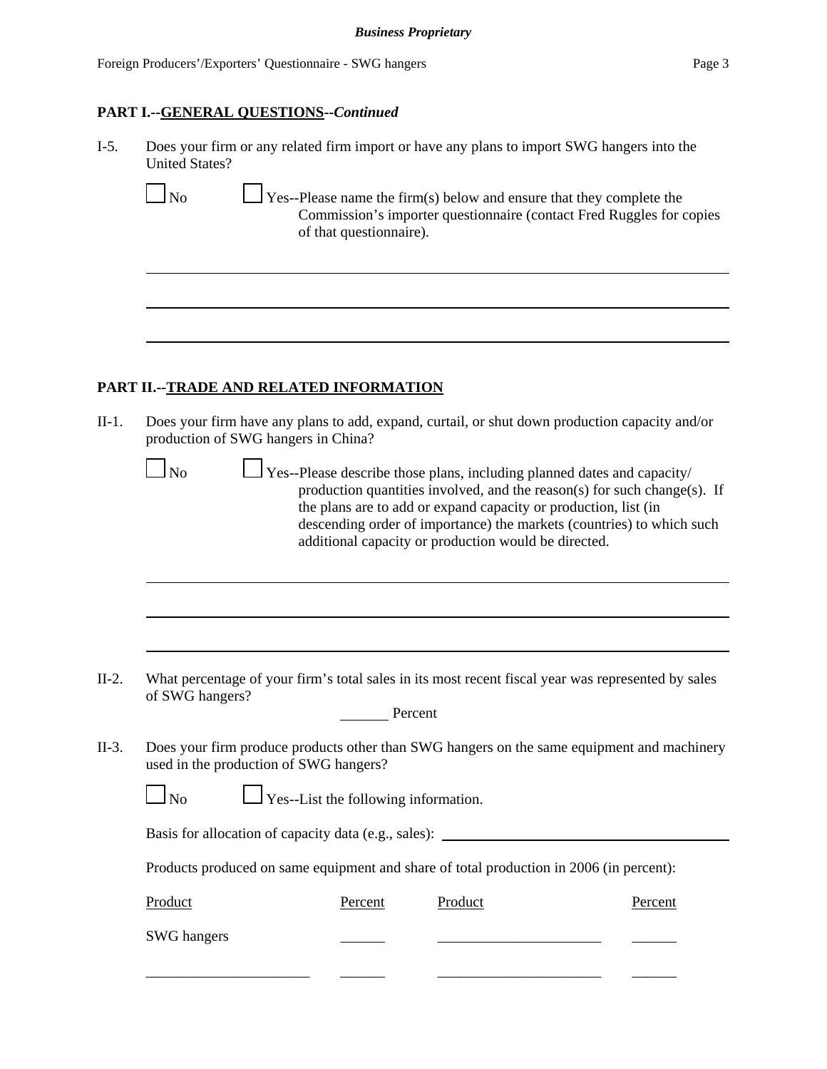**Business Proprietary**

**PART I.--GENERAL QUESTIONS--*Continued***

I-5. Does your firm or any related firm import or have any plans to import SWG hangers into the United States?

☐ No ☐ Yes--Please name the firm(s) below and ensure that they complete the Commission's importer questionnaire (contact Fred Ruggles for copies of that questionnaire).

______________________________________________________________________

______________________________________________________________________

______________________________________________________________________

**PART II.--TRADE AND RELATED INFORMATION**

II-1. Does your firm have any plans to add, expand, curtail, or shut down production capacity and/or production of SWG hangers in China?

☐ No ☐ Yes--Please describe those plans, including planned dates and capacity/production quantities involved, and the reason(s) for such change(s). If the plans are to add or expand capacity or production, list (in descending order of importance) the markets (countries) to which such additional capacity or production would be directed.

______________________________________________________________________

______________________________________________________________________

______________________________________________________________________

II-2. What percentage of your firm's total sales in its most recent fiscal year was represented by sales of SWG hangers?

______ Percent

II-3. Does your firm produce products other than SWG hangers on the same equipment and machinery used in the production of SWG hangers?

☐ No ☐ Yes--List the following information.

Basis for allocation of capacity data (e.g., sales): ______________________________

Products produced on same equipment and share of total production in 2006 (in percent):

| Product | Percent | Product | Percent |
|---|---|---|---|
| SWG hangers | ______ | ______________________ | ______ |
| ______________________ | ______ | ______________________ | ______ |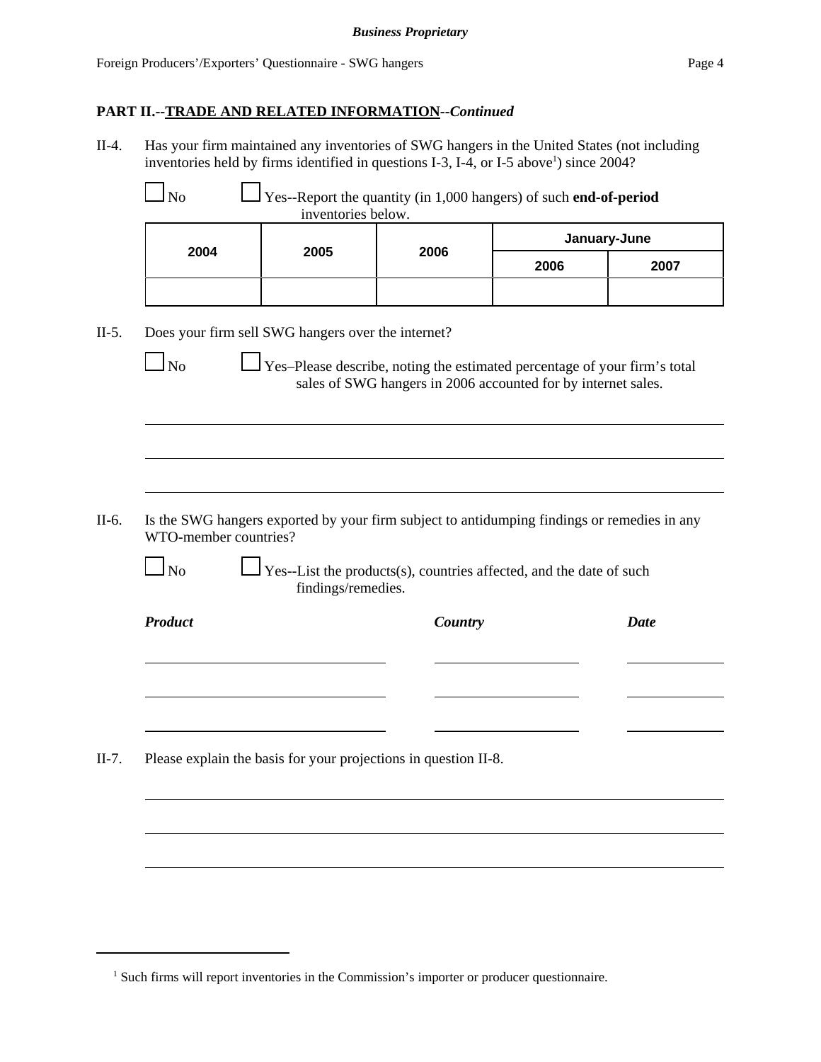**PART II.--TRADE AND RELATED INFORMATION--*Continued***

II-4. Has your firm maintained any inventories of SWG hangers in the United States (not including inventories held by firms identified in questions I-3, I-4, or I-5 above[1]) since 2004?

☐ No ☐ Yes--Report the quantity (in 1,000 hangers) of such **end-of-period** inventories below.

| 2004 | 2005 | 2006 | January-June | |
|---|---|---|---|---|
| | | | 2006 | 2007 |
| | | | | |

II-5. Does your firm sell SWG hangers over the internet?

☐ No ☐ Yes–Please describe, noting the estimated percentage of your firm's total sales of SWG hangers in 2006 accounted for by internet sales.

II-6. Is the SWG hangers exported by your firm subject to antidumping findings or remedies in any WTO-member countries?

☐ No ☐ Yes--List the products(s), countries affected, and the date of such findings/remedies.

| ***Product*** | ***Country*** | ***Date*** |
|---|---|---|
| | | |
| | | |
| | | |

II-7. Please explain the basis for your projections in question II-8.

[1] Such firms will report inventories in the Commission's importer or producer questionnaire.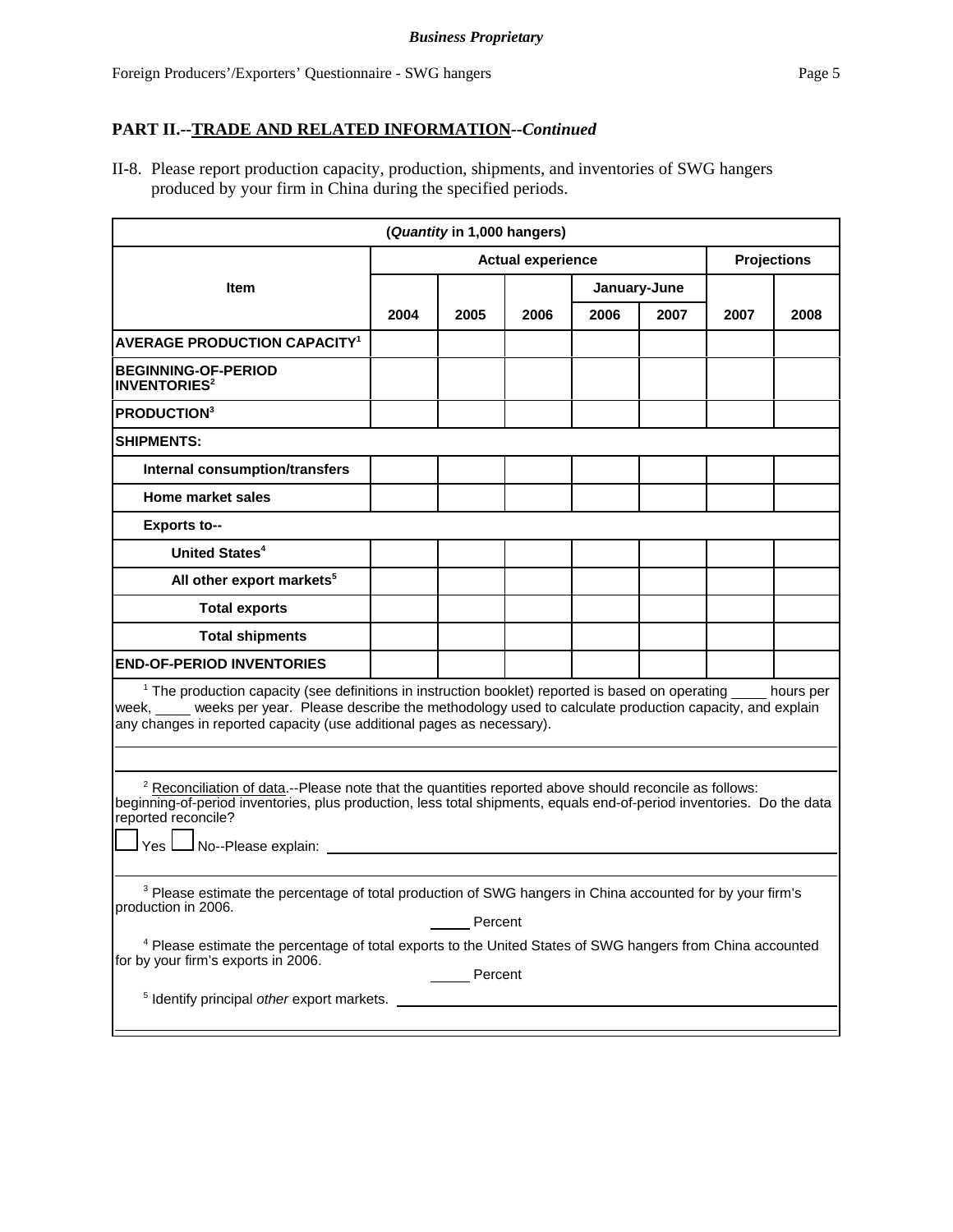**Business Proprietary**

## PART II.--TRADE AND RELATED INFORMATION--*Continued*

II-8. Please report production capacity, production, shipments, and inventories of SWG hangers produced by your firm in China during the specified periods.

| (*Quantity* in 1,000 hangers) | | | | | | | |
|---|---|---|---|---|---|---|---|
| Item | Actual experience | | | | | Projections | |
| | | | | January-June | | | |
| | 2004 | 2005 | 2006 | 2006 | 2007 | 2007 | 2008 |
| **AVERAGE PRODUCTION CAPACITY**[1] | | | | | | | |
| **BEGINNING-OF-PERIOD INVENTORIES**[2] | | | | | | | |
| **PRODUCTION**[3] | | | | | | | |
| **SHIPMENTS:** | | | | | | | |
| **Internal consumption/transfers** | | | | | | | |
| **Home market sales** | | | | | | | |
| **Exports to--** | | | | | | | |
| **United States**[4] | | | | | | | |
| **All other export markets**[5] | | | | | | | |
| **Total exports** | | | | | | | |
| **Total shipments** | | | | | | | |
| **END-OF-PERIOD INVENTORIES** | | | | | | | |

[1] The production capacity (see definitions in instruction booklet) reported is based on operating ____ hours per week, ____ weeks per year. Please describe the methodology used to calculate production capacity, and explain any changes in reported capacity (use additional pages as necessary).

[2] Reconciliation of data.--Please note that the quantities reported above should reconcile as follows: beginning-of-period inventories, plus production, less total shipments, equals end-of-period inventories. Do the data reported reconcile?

☐ Yes ☐ No--Please explain: ____________________

[3] Please estimate the percentage of total production of SWG hangers in China accounted for by your firm's production in 2006.

____ Percent

[4] Please estimate the percentage of total exports to the United States of SWG hangers from China accounted for by your firm's exports in 2006.

____ Percent

[5] Identify principal *other* export markets. ____________________